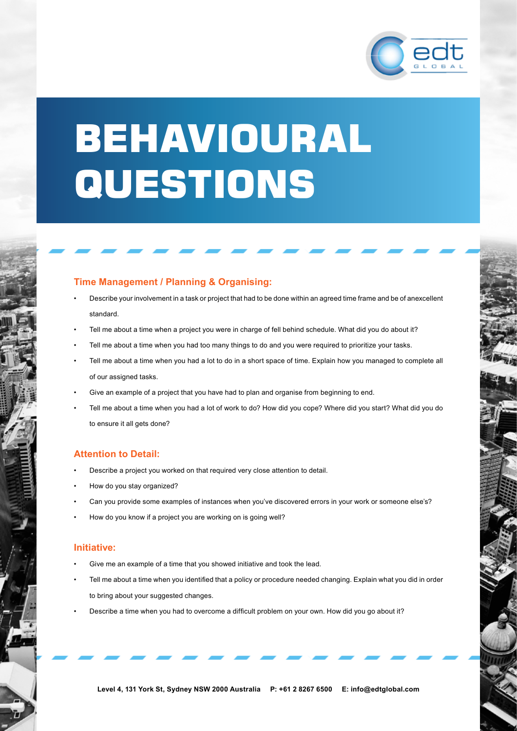# BEHAVIOURAL QUESTIONS

### Time Management / Planning & Organising:

- Describe your involvement in a task or project that had to be done within an agreed time frame and be of anexcellent standard.
- Tell me about a time when a project you were in charge of fell behind schedule. What did you do about it?
- Tell me about a time when you had too many things to do and you were required to prioritize your tasks.
- Tell me about a time when you had a lot to do in a short space of time. Explain how you managed to complete all of our assigned tasks.
- Give an example of a project that you have had to plan and organise from beginning to end.
- Tell me about a time when you had a lot of work to do? How did you cope? Where did you start? What did you do to ensure it all gets done?

### Attention to Detail:

- Describe a project you worked on that required very close attention to detail.
- How do you stay organized?
- Can you provide some examples of instances when you've discovered errors in your work or someone else's?
- How do you know if a project you are working on is going well?

### Initiative:

- Give me an example of a time that you showed initiative and took the lead.
- Tell me about a time when you identified that a policy or procedure needed changing. Explain what you did in order to bring about your suggested changes.
- Describe a time when you had to overcome a difficult problem on your own. How did you go about it?

**Level 4, 131 York St, Sydney NSW 2000 Australia P: +61 2 8267 6500 E: info@edtglobal.com**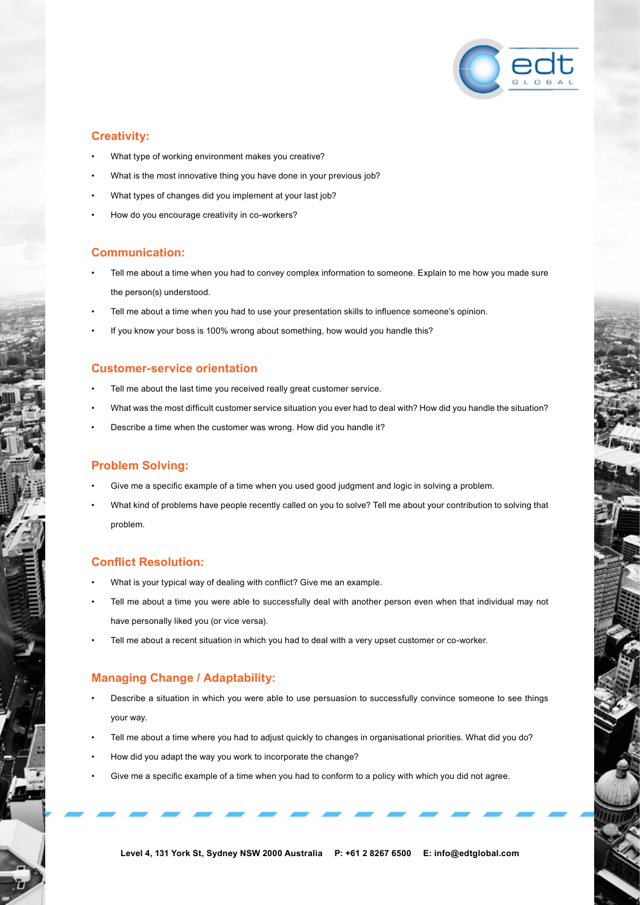## Creativity:

- What type of working environment makes you creative?
- What is the most innovative thing you have done in your previous job?
- What types of changes did you implement at your last job?
- How do you encourage creativity in co-workers?

## Communication:

- Tell me about a time when you had to convey complex information to someone. Explain to me how you made sure the person(s) understood.
- Tell me about a time when you had to use your presentation skills to influence someone's opinion.
- If you know your boss is 100% wrong about something, how would you handle this?

## Customer-service orientation

- Tell me about the last time you received really great customer service.
- What was the most difficult customer service situation you ever had to deal with? How did you handle the situation?
- Describe a time when the customer was wrong. How did you handle it?

## Problem Solving:

- Give me a specific example of a time when you used good judgment and logic in solving a problem.
- What kind of problems have people recently called on you to solve? Tell me about your contribution to solving that problem.

## Conflict Resolution:

- What is your typical way of dealing with conflict? Give me an example.
- Tell me about a time you were able to successfully deal with another person even when that individual may not have personally liked you (or vice versa).
- Tell me about a recent situation in which you had to deal with a very upset customer or co-worker.

## Managing Change / Adaptability:

- Describe a situation in which you were able to use persuasion to successfully convince someone to see things your way.
- Tell me about a time where you had to adjust quickly to changes in organisational priorities. What did you do?
- How did you adapt the way you work to incorporate the change?
- Give me a specific example of a time when you had to conform to a policy with which you did not agree.

**Level 4, 131 York St, Sydney NSW 2000 Australia P: +61 2 8267 6500 E: info@edtglobal.com**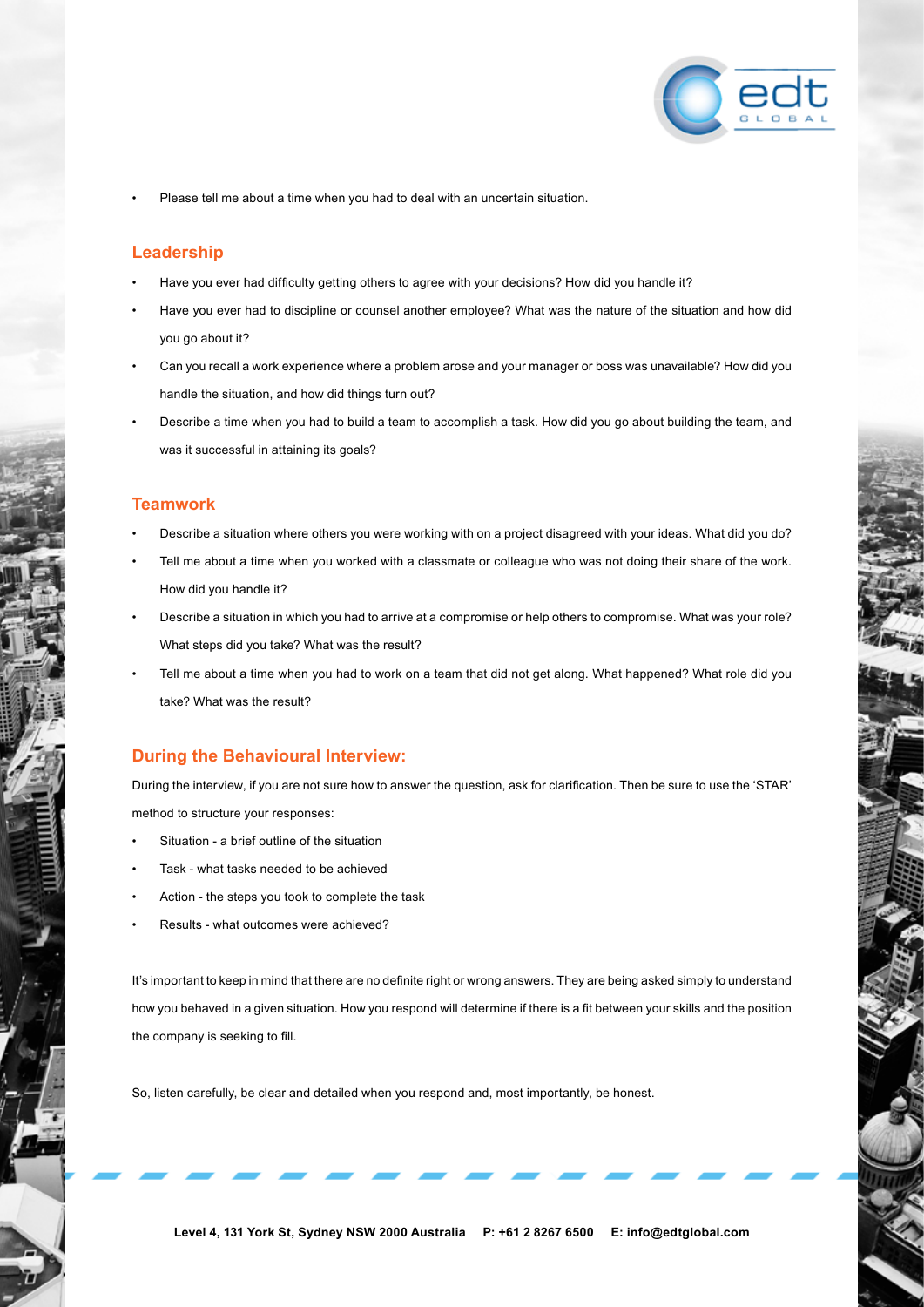- Please tell me about a time when you had to deal with an uncertain situation.

## Leadership

- Have you ever had difficulty getting others to agree with your decisions? How did you handle it?
- Have you ever had to discipline or counsel another employee? What was the nature of the situation and how did you go about it?
- Can you recall a work experience where a problem arose and your manager or boss was unavailable? How did you handle the situation, and how did things turn out?
- Describe a time when you had to build a team to accomplish a task. How did you go about building the team, and was it successful in attaining its goals?

## Teamwork

- Describe a situation where others you were working with on a project disagreed with your ideas. What did you do?
- Tell me about a time when you worked with a classmate or colleague who was not doing their share of the work. How did you handle it?
- Describe a situation in which you had to arrive at a compromise or help others to compromise. What was your role? What steps did you take? What was the result?
- Tell me about a time when you had to work on a team that did not get along. What happened? What role did you take? What was the result?

## During the Behavioural Interview:

During the interview, if you are not sure how to answer the question, ask for clarification. Then be sure to use the 'STAR' method to structure your responses:

- Situation - a brief outline of the situation
- Task - what tasks needed to be achieved
- Action - the steps you took to complete the task
- Results - what outcomes were achieved?

It's important to keep in mind that there are no definite right or wrong answers. They are being asked simply to understand how you behaved in a given situation. How you respond will determine if there is a fit between your skills and the position the company is seeking to fill.

So, listen carefully, be clear and detailed when you respond and, most importantly, be honest.